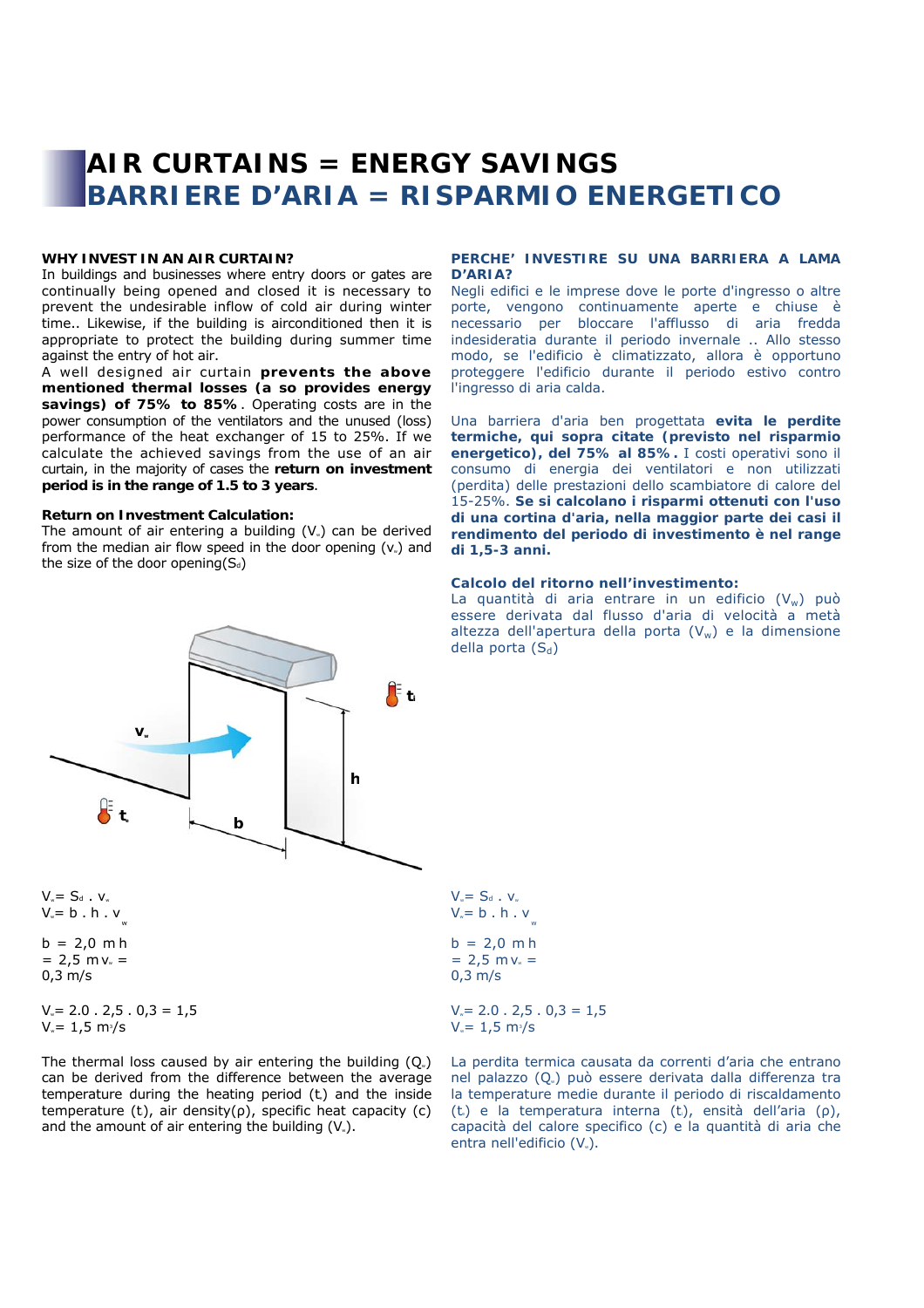# AIR CURTAINS = ENERGY SAVINGS
# BARRIERE D'ARIA = RISPARMIO ENERGETICO

**WHY INVEST IN AN AIR CURTAIN?**

In buildings and businesses where entry doors or gates are continually being opened and closed it is necessary to prevent the undesirable inflow of cold air during winter time.. Likewise, if the building is airconditioned then it is appropriate to protect the building during summer time against the entry of hot air.

A well designed air curtain **prevents the above mentioned thermal losses (a so provides energy savings) of 75% to 85%**. Operating costs are in the power consumption of the ventilators and the unused (loss) performance of the heat exchanger of 15 to 25%. If we calculate the achieved savings from the use of an air curtain, in the majority of cases the **return on investment period is in the range of 1.5 to 3 years**.

**Return on Investment Calculation:**

The amount of air entering a building ($V_w$) can be derived from the median air flow speed in the door opening ($v_w$) and the size of the door opening($S_d$)

$V_w = S_d \cdot v_w$

$V_w = b \cdot h \cdot v_w$

b = 2,0 m h = 2,5 m $v_w$ = 0,3 m/s

$V_w = 2.0 \cdot 2{,}5 \cdot 0{,}3 = 1{,}5$

$V_w = 1{,}5\ m^3/s$

The thermal loss caused by air entering the building ($Q_v$) can be derived from the difference between the average temperature during the heating period ($t_e$) and the inside temperature ($t_i$), air density(ρ), specific heat capacity (c) and the amount of air entering the building ($V_w$).

**PERCHE' INVESTIRE SU UNA BARRIERA A LAMA D'ARIA?**

Negli edifici e le imprese dove le porte d'ingresso o altre porte, vengono continuamente aperte e chiuse è necessario per bloccare l'afflusso di aria fredda indesideratia durante il periodo invernale .. Allo stesso modo, se l'edificio è climatizzato, allora è opportuno proteggere l'edificio durante il periodo estivo contro l'ingresso di aria calda.

Una barriera d'aria ben progettata **evita le perdite termiche, qui sopra citate (previsto nel risparmio energetico), del 75% al 85%.** I costi operativi sono il consumo di energia dei ventilatori e non utilizzati (perdita) delle prestazioni dello scambiatore di calore del 15-25%. **Se si calcolano i risparmi ottenuti con l'uso di una cortina d'aria, nella maggior parte dei casi il rendimento del periodo di investimento è nel range di 1,5-3 anni.**

**Calcolo del ritorno nell'investimento:**

La quantità di aria entrare in un edificio ($V_w$) può essere derivata dal flusso d'aria di velocità a metà altezza dell'apertura della porta ($V_w$) e la dimensione della porta ($S_d$)

$V_w = S_d \cdot v_w$

$V_w = b \cdot h \cdot v_w$

b = 2,0 m h = 2,5 m $v_w$ = 0,3 m/s

$V_w = 2.0 \cdot 2{,}5 \cdot 0{,}3 = 1{,}5$

$V_w = 1{,}5\ m^3/s$

La perdita termica causata da correnti d'aria che entrano nel palazzo ($Q_v$) può essere derivata dalla differenza tra la temperature medie durante il periodo di riscaldamento ($t_e$) e la temperatura interna ($t_i$), ensità dell'aria (ρ), capacità del calore specifico (c) e la quantità di aria che entra nell'edificio ($V_w$).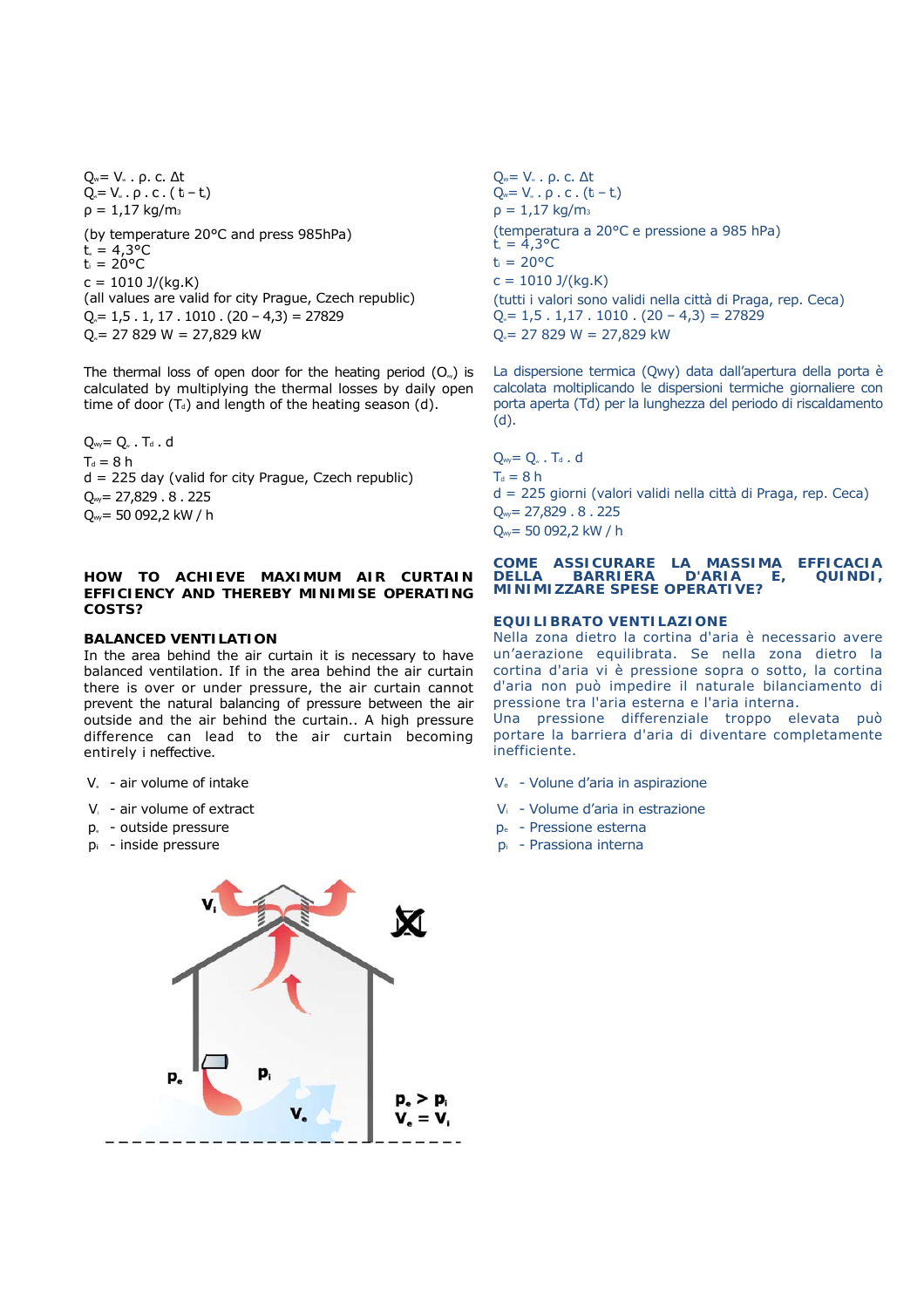$Q_v = V_w \cdot \rho \cdot c \cdot \Delta t$

$Q_v = V_w \cdot \rho \cdot c \cdot (t_i - t_e)$

$\rho$ = 1,17 kg/m3

(by temperature 20°C and press 985hPa)

$t_e$ = 4,3°C

$t_i$ = 20°C

c = 1010 J/(kg.K)

(all values are valid for city Prague, Czech republic)

$Q_v$ = 1,5 . 1, 17 . 1010 . (20 – 4,3) = 27829

$Q_v$ = 27 829 W = 27,829 kW

The thermal loss of open door for the heating period ($O_{wy}$) is calculated by multiplying the thermal losses by daily open time of door ($T_d$) and length of the heating season (d).

$Q_{wy} = Q_v \cdot T_d \cdot d$

$T_d$ = 8 h

d = 225 day (valid for city Prague, Czech republic)

$Q_{wy}$ = 27,829 . 8 . 225

$Q_{wy}$ = 50 092,2 kW / h

## HOW TO ACHIEVE MAXIMUM AIR CURTAIN EFFICIENCY AND THEREBY MINIMISE OPERATING COSTS?

### BALANCED VENTILATION

In the area behind the air curtain it is necessary to have balanced ventilation. If in the area behind the air curtain there is over or under pressure, the air curtain cannot prevent the natural balancing of pressure between the air outside and the air behind the curtain.. A high pressure difference can lead to the air curtain becoming entirely i neffective.

- $V_e$ - air volume of intake
- $V_i$ - air volume of extract
- $p_e$ - outside pressure
- $p_i$ - inside pressure

$V_i$ $p_e$ $p_i$ $V_e$

$p_e > p_i$

$V_e = V_i$

---

$Q_w = V_w \cdot \rho \cdot c \cdot \Delta t$

$Q_w = V_w \cdot \rho \cdot c \cdot (t_i - t_e)$

$\rho$ = 1,17 kg/m3

(temperatura a 20°C e pressione a 985 hPa)

$t_e$ = 4,3°C

$t_i$ = 20°C

c = 1010 J/(kg.K)

(tutti i valori sono validi nella città di Praga, rep. Ceca)

$Q_v$ = 1,5 . 1,17 . 1010 . (20 – 4,3) = 27829

$Q_v$ = 27 829 W = 27,829 kW

La dispersione termica (Qwy) data dall'apertura della porta è calcolata moltiplicando le dispersioni termiche giornaliere con porta aperta (Td) per la lunghezza del periodo di riscaldamento (d).

$Q_{wy} = Q_v \cdot T_d \cdot d$

$T_d$ = 8 h

d = 225 giorni (valori validi nella città di Praga, rep. Ceca)

$Q_{wy}$ = 27,829 . 8 . 225

$Q_{wy}$ = 50 092,2 kW / h

## COME ASSICURARE LA MASSIMA EFFICACIA DELLA BARRIERA D'ARIA E, QUINDI, MINIMIZZARE SPESE OPERATIVE?

### EQUILIBRATO VENTILAZIONE

Nella zona dietro la cortina d'aria è necessario avere un'aerazione equilibrata. Se nella zona dietro la cortina d'aria vi è pressione sopra o sotto, la cortina d'aria non può impedire il naturale bilanciamento di pressione tra l'aria esterna e l'aria interna.

Una pressione differenziale troppo elevata può portare la barriera d'aria di diventare completamente inefficiente.

- $V_e$ - Volume d'aria in aspirazione
- $V_i$ - Volume d'aria in estrazione
- $p_e$ - Pressione esterna
- $p_i$ - Prassiona interna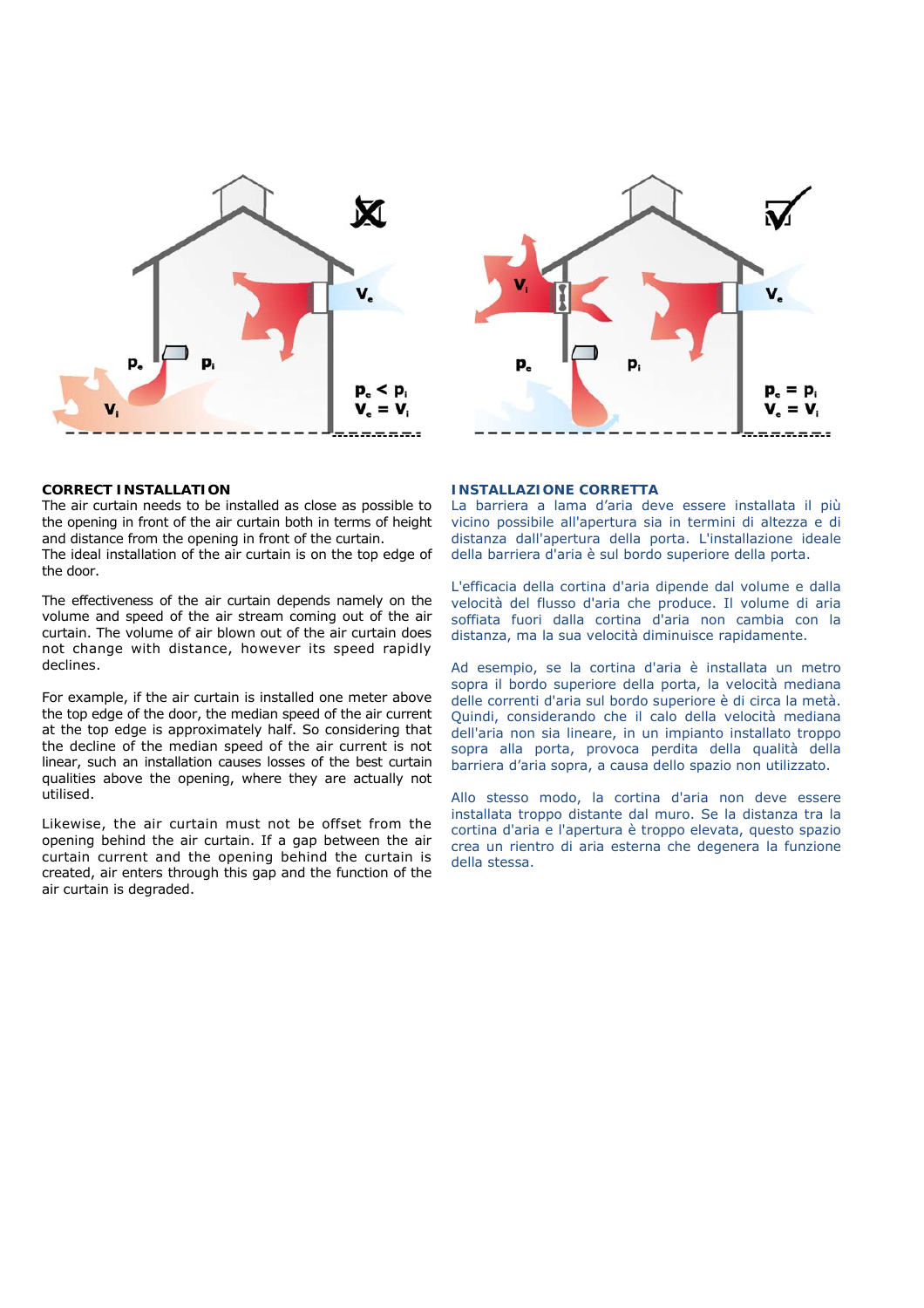## CORRECT INSTALLATION

The air curtain needs to be installed as close as possible to the opening in front of the curtain both in terms of height and distance from the opening in front of the curtain.
The ideal installation of the air curtain is on the top edge of the door.

The effectiveness of the air curtain depends namely on the volume and speed of the air stream coming out of the air curtain. The volume of air blown out of the air curtain does not change with distance, however its speed rapidly declines.

For example, if the air curtain is installed one meter above the top edge of the door, the median speed of the air current at the top edge is approximately half. So considering that the decline of the median speed of the air current is not linear, such an installation causes losses of the best curtain qualities above the opening, where they are actually not utilised.

Likewise, the air curtain must not be offset from the opening behind the air curtain. If a gap between the air curtain current and the opening behind the curtain is created, air enters through this gap and the function of the air curtain is degraded.

## INSTALLAZIONE CORRETTA

La barriera a lama d'aria deve essere installata il più vicino possibile all'apertura sia in termini di altezza e di distanza dall'apertura della porta. L'installazione ideale della barriera d'aria è sul bordo superiore della porta.

L'efficacia della cortina d'aria dipende dal volume e dalla velocità del flusso d'aria che produce. Il volume di aria soffiata fuori dalla cortina d'aria non cambia con la distanza, ma la sua velocità diminuisce rapidamente.

Ad esempio, se la cortina d'aria è installata un metro sopra il bordo superiore della porta, la velocità mediana delle correnti d'aria sul bordo superiore è di circa la metà. Quindi, considerando che il calo della velocità mediana dell'aria non sia lineare, in un impianto installato troppo sopra alla porta, provoca perdita della qualità della barriera d'aria sopra, a causa dello spazio non utilizzato.

Allo stesso modo, la cortina d'aria non deve essere installata troppo distante dal muro. Se la distanza tra la cortina d'aria e l'apertura è troppo elevata, questo spazio crea un rientro di aria esterna che degenera la funzione della stessa.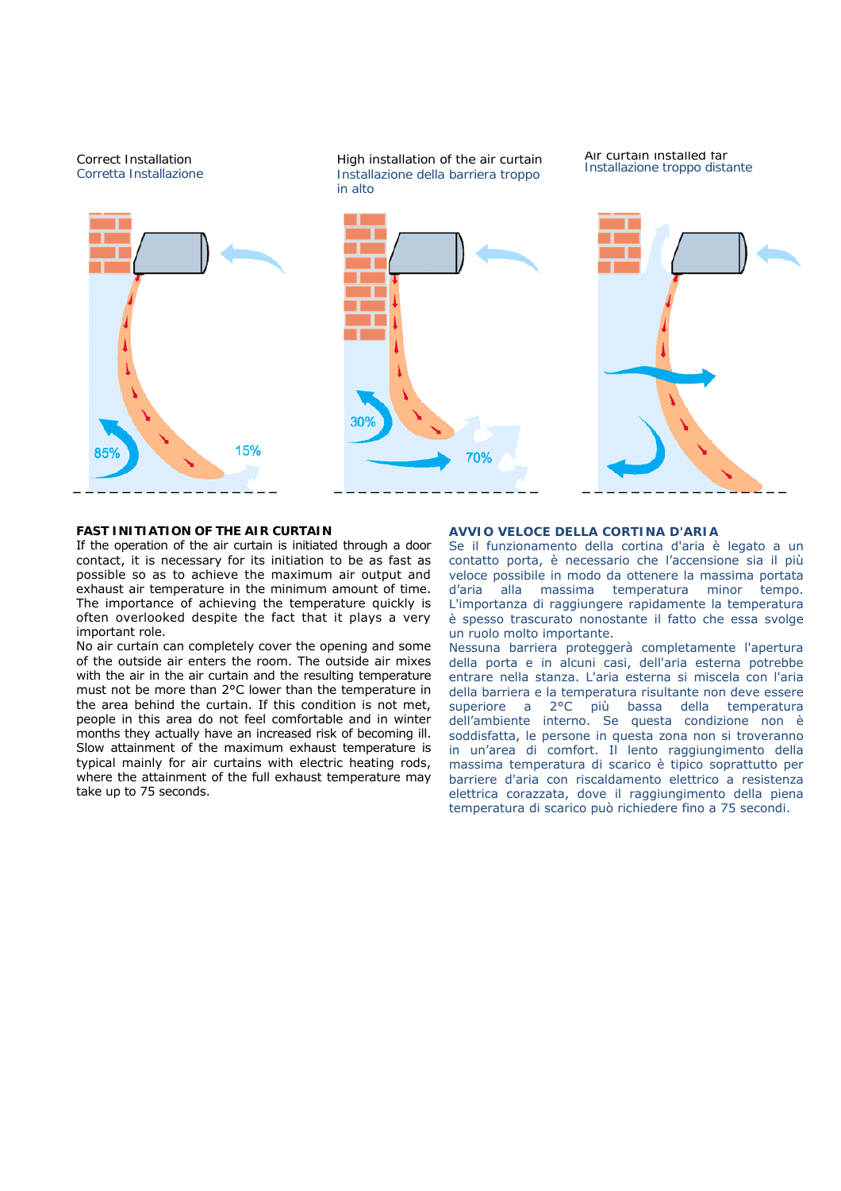Correct Installation
Corretta Installazione

High installation of the air curtain
Installazione della barriera troppo in alto

Air curtain installed far
Installazione troppo distante

85% 15%

30% 70%

**FAST INITIATION OF THE AIR CURTAIN**

If the operation of the air curtain is initiated through a door contact, it is necessary for its initiation to be as fast as possible so as to achieve the maximum air output and exhaust air temperature in the minimum amount of time. The importance of achieving the temperature quickly is often overlooked despite the fact that it plays a very important role.

No air curtain can completely cover the opening and some of the outside air enters the room. The outside air mixes with the air in the air curtain and the resulting temperature must not be more than 2°C lower than the temperature in the area behind the curtain. If this condition is not met, people in this area do not feel comfortable and in winter months they actually have an increased risk of becoming ill. Slow attainment of the maximum exhaust temperature is typical mainly for air curtains with electric heating rods, where the attainment of the full exhaust temperature may take up to 75 seconds.

**AVVIO VELOCE DELLA CORTINA D'ARIA**

Se il funzionamento della cortina d'aria è legato a un contatto porta, è necessario che l'accensione sia il più veloce possibile in modo da ottenere la massima portata d'aria alla massima temperatura minor tempo. L'importanza di raggiungere rapidamente la temperatura è spesso trascurato nonostante il fatto che essa svolge un ruolo molto importante.

Nessuna barriera proteggerà completamente l'apertura della porta e in alcuni casi, dell'aria esterna potrebbe entrare nella stanza. L'aria esterna si miscela con l'aria della barriera e la temperatura risultante non deve essere superiore a 2°C più bassa della temperatura dell'ambiente interno. Se questa condizione non è soddisfatta, le persone in questa zona non si troveranno in un'area di comfort. Il lento raggiungimento della massima temperatura di scarico è tipico soprattutto per barriere d'aria con riscaldamento elettrico a resistenza elettrica corazzata, dove il raggiungimento della piena temperatura di scarico può richiedere fino a 75 secondi.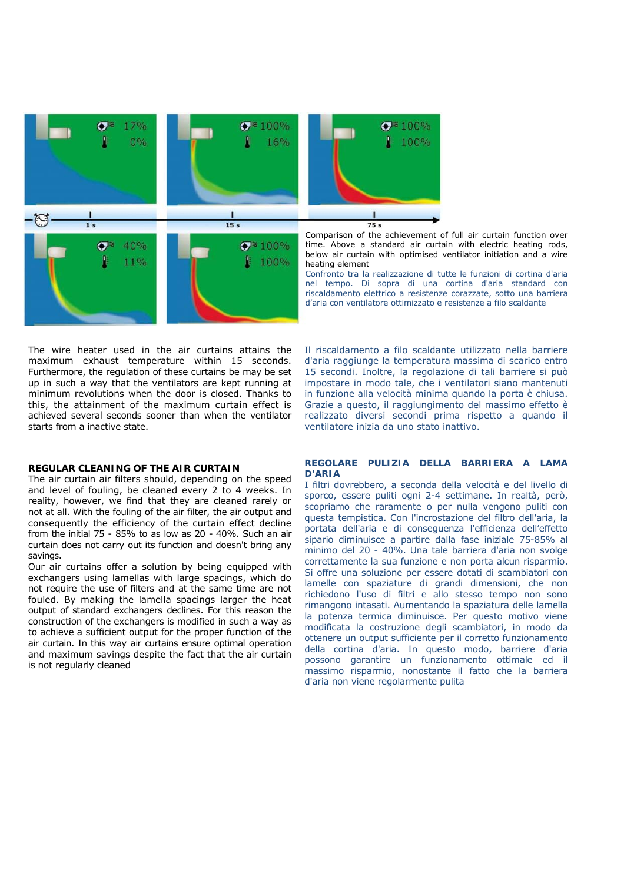17%
0%

100%
16%

100%
100%

1 s

15 s

75 s

40%
11%

100%
100%

Comparison of the achievement of full air curtain function over time. Above a standard air curtain with electric heating rods, below air curtain with optimised ventilator initiation and a wire heating element

Confronto tra la realizzazione di tutte le funzioni di cortina d'aria nel tempo. Di sopra di una cortina d'aria standard con riscaldamento elettrico a resistenze corazzate, sotto una barriera d'aria con ventilatore ottimizzato e resistenze a filo scaldante

The wire heater used in the air curtains attains the maximum exhaust temperature within 15 seconds. Furthermore, the regulation of these curtains be may be set up in such a way that the ventilators are kept running at minimum revolutions when the door is closed. Thanks to this, the attainment of the maximum curtain effect is achieved several seconds sooner than when the ventilator starts from a inactive state.

Il riscaldamento a filo scaldante utilizzato nella barriere d'aria raggiunge la temperatura massima di scarico entro 15 secondi. Inoltre, la regolazione di tali barriere si può impostare in modo tale, che i ventilatori siano mantenuti in funzione alla velocità minima quando la porta è chiusa. Grazie a questo, il raggiungimento del massimo effetto è realizzato diversi secondi prima rispetto a quando il ventilatore inizia da uno stato inattivo.

## REGULAR CLEANING OF THE AIR CURTAIN

The air curtain air filters should, depending on the speed and level of fouling, be cleaned every 2 to 4 weeks. In reality, however, we find that they are cleaned rarely or not at all. With the fouling of the air filter, the air output and consequently the efficiency of the curtain effect decline from the initial 75 - 85% to as low as 20 - 40%. Such an air curtain does not carry out its function and doesn't bring any savings.

Our air curtains offer a solution by being equipped with exchangers using lamellas with large spacings, which do not require the use of filters and at the same time are not fouled. By making the lamella spacings larger the heat output of standard exchangers declines. For this reason the construction of the exchangers is modified in such a way as to achieve a sufficient output for the proper function of the air curtain. In this way air curtains ensure optimal operation and maximum savings despite the fact that the air curtain is not regularly cleaned

## REGOLARE PULIZIA DELLA BARRIERA A LAMA D'ARIA

I filtri dovrebbero, a seconda della velocità e del livello di sporco, essere puliti ogni 2-4 settimane. In realtà, però, scopriamo che raramente o per nulla vengono puliti con questa tempistica. Con l'incrostazione del filtro dell'aria, la portata dell'aria e di conseguenza l'efficienza dell'effetto sipario diminuisce a partire dalla fase iniziale 75-85% al minimo del 20 - 40%. Una tale barriera d'aria non svolge correttamente la sua funzione e non porta alcun risparmio. Si offre una soluzione per essere dotati di scambiatori con lamelle con spaziature di grandi dimensioni, che non richiedono l'uso di filtri e allo stesso tempo non sono rimangono intasati. Aumentando la spaziatura delle lamella la potenza termica diminuisce. Per questo motivo viene modificata la costruzione degli scambiatori, in modo da ottenere un output sufficiente per il corretto funzionamento della cortina d'aria. In questo modo, barriere d'aria possono garantire un funzionamento ottimale ed il massimo risparmio, nonostante il fatto che la barriera d'aria non viene regolarmente pulita